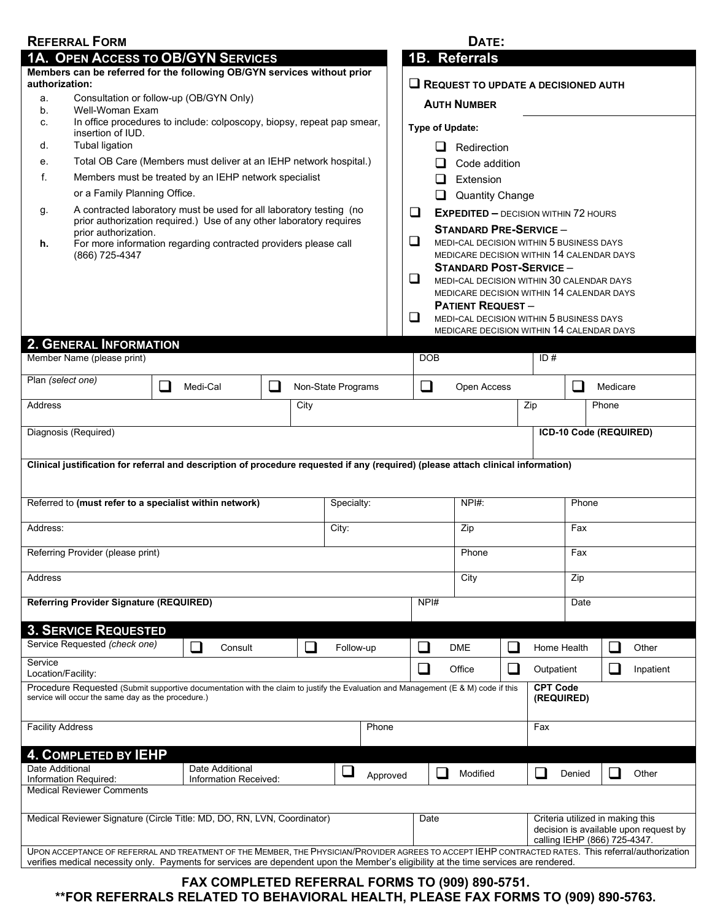**REFERRAL FORM** **DATE:**

## 1A. OPEN ACCESS TO OB/GYN SERVICES

**Members can be referred for the following OB/GYN services without prior authorization:**

a. Consultation or follow-up (OB/GYN Only)
b. Well-Woman Exam
c. In office procedures to include: colposcopy, biopsy, repeat pap smear, insertion of IUD.
d. Tubal ligation
e. Total OB Care (Members must deliver at an IEHP network hospital.)
f. Members must be treated by an IEHP network specialist or a Family Planning Office.
g. A contracted laboratory must be used for all laboratory testing (no prior authorization required.) Use of any other laboratory requires prior authorization.
**h.** For more information regarding contracted providers please call (866) 725-4347

## 1B. Referrals

☐ **REQUEST TO UPDATE A DECISIONED AUTH**

**AUTH NUMBER** ______________________

**Type of Update:**

- ☐ Redirection
- ☐ Code addition
- ☐ Extension
- ☐ Quantity Change

☐ **EXPEDITED –** DECISION WITHIN 72 HOURS

☐ **STANDARD PRE-SERVICE** –
MEDI-CAL DECISION WITHIN 5 BUSINESS DAYS
MEDICARE DECISION WITHIN 14 CALENDAR DAYS

☐ **STANDARD POST-SERVICE** –
MEDI-CAL DECISION WITHIN 30 CALENDAR DAYS
MEDICARE DECISION WITHIN 14 CALENDAR DAYS

☐ **PATIENT REQUEST** –
MEDI-CAL DECISION WITHIN 5 BUSINESS DAYS
MEDICARE DECISION WITHIN 14 CALENDAR DAYS

## 2. GENERAL INFORMATION

| Member Name (please print) | | DOB | ID # |
|---|---|---|---|

| Plan *(select one)* | ☐ Medi-Cal | ☐ Non-State Programs | ☐ Open Access | ☐ Medicare |
|---|---|---|---|---|

| Address | City | Zip | Phone |
|---|---|---|---|

| Diagnosis (Required) | **ICD-10 Code (REQUIRED)** |
|---|---|

**Clinical justification for referral and description of procedure requested if any (required) (please attach clinical information)**

| Referred to **(must refer to a specialist within network)** | Specialty: | NPI#: | Phone |
|---|---|---|---|
| Address: | City: | Zip | Fax |

| Referring Provider (please print) | Phone | Fax |
|---|---|---|
| Address | City | Zip |

| **Referring Provider Signature (REQUIRED)** | NPI# | Date |
|---|---|---|

## 3. SERVICE REQUESTED

| Service Requested *(check one)* | ☐ Consult | ☐ Follow-up | ☐ DME | ☐ Home Health | ☐ Other |
|---|---|---|---|---|---|
| Service Location/Facility: | | | ☐ Office | ☐ Outpatient | ☐ Inpatient |

| Procedure Requested (Submit supportive documentation with the claim to justify the Evaluation and Management (E & M) code if this service will occur the same day as the procedure.) | **CPT Code (REQUIRED)** |
|---|---|

| Facility Address | Phone | Fax |
|---|---|---|

## 4. COMPLETED BY IEHP

| Date Additional Information Required: | Date Additional Information Received: | ☐ Approved | ☐ Modified | ☐ Denied | ☐ Other |
|---|---|---|---|---|---|

Medical Reviewer Comments

| Medical Reviewer Signature (Circle Title: MD, DO, RN, LVN, Coordinator) | Date | Criteria utilized in making this decision is available upon request by calling IEHP (866) 725-4347. |
|---|---|---|

UPON ACCEPTANCE OF REFERRAL AND TREATMENT OF THE MEMBER, THE PHYSICIAN/PROVIDER AGREES TO ACCEPT IEHP CONTRACTED RATES. This referral/authorization verifies medical necessity only. Payments for services are dependent upon the Member's eligibility at the time services are rendered.

**FAX COMPLETED REFERRAL FORMS TO (909) 890-5751.**

**\*\*FOR REFERRALS RELATED TO BEHAVIORAL HEALTH, PLEASE FAX FORMS TO (909) 890-5763.**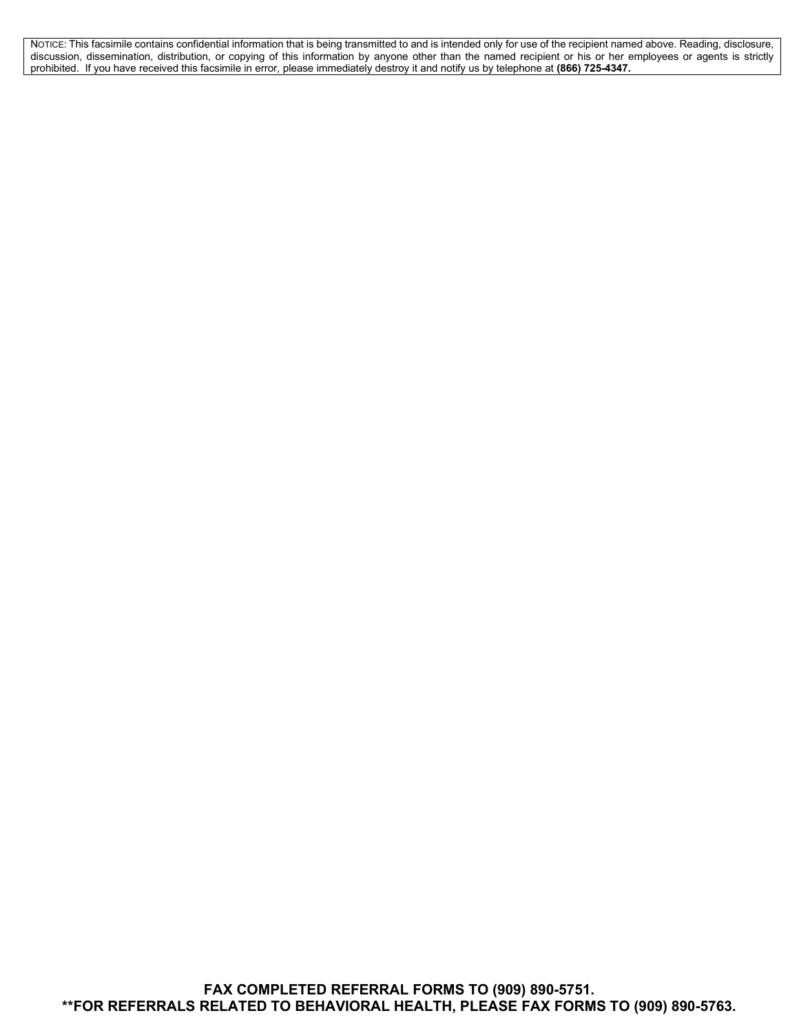NOTICE: This facsimile contains confidential information that is being transmitted to and is intended only for use of the recipient named above. Reading, disclosure, discussion, dissemination, distribution, or copying of this information by anyone other than the named recipient or his or her employees or agents is strictly prohibited. If you have received this facsimile in error, please immediately destroy it and notify us by telephone at **(866) 725-4347.**

**FAX COMPLETED REFERRAL FORMS TO (909) 890-5751.**

****FOR REFERRALS RELATED TO BEHAVIORAL HEALTH, PLEASE FAX FORMS TO (909) 890-5763.**